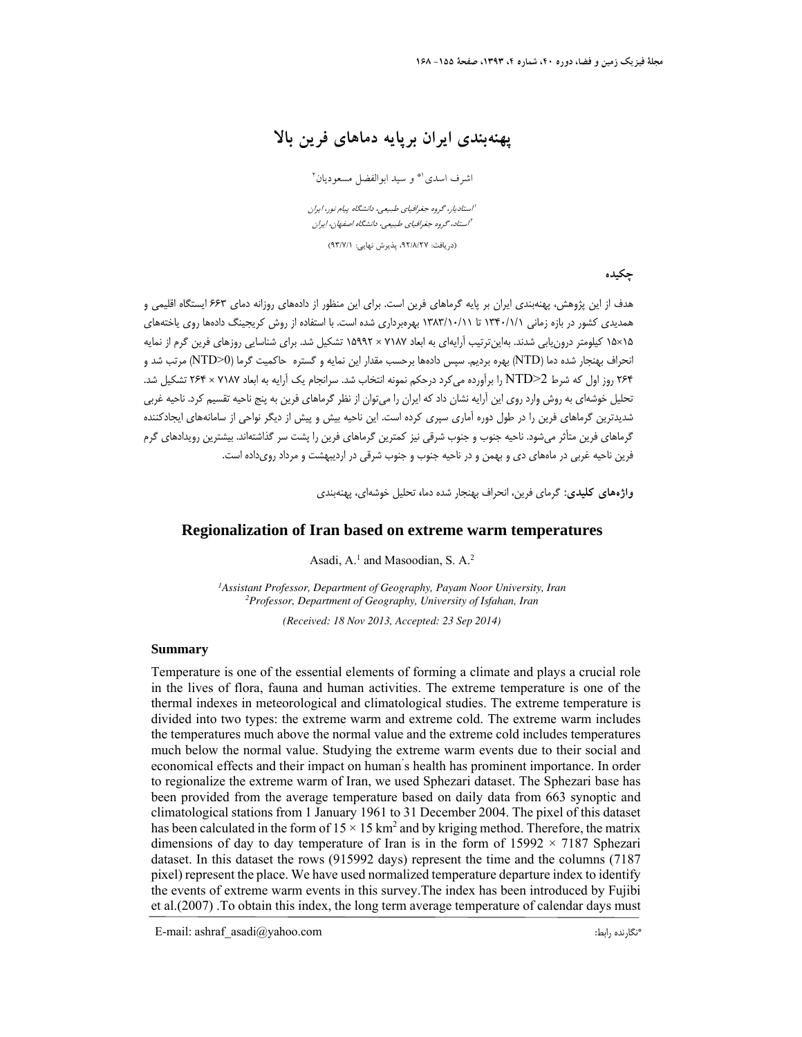# پهنه‌بندی ایران برپایه دماهای فرین بالا

اشرف اسدی[1]* و سید ابوالفضل مسعودیان[2]

[1] استادیار، گروه جغرافیای طبیعی، دانشگاه پیام نور، ایران
[2] استاد، گروه جغرافیای طبیعی، دانشگاه اصفهان، ایران

(دریافت: ۹۲/۸/۲۷، پذیرش نهایی: ۹۳/۷/۱)

## چکیده

هدف از این پژوهش، پهنه‌بندی ایران بر پایه گرماهای فرین است. برای این منظور از داده‌های روزانه دمای ۶۶۳ ایستگاه اقلیمی و همدیدی کشور در بازه زمانی ۱۳۴۰/۱/۱ تا ۱۳۸۳/۱۰/۱۱ بهره‌برداری شده است. با استفاده از روش کریجینگ داده‌ها روی یاخته‌های ۱۵×۱۵ کیلومتر درون‌یابی شدند. بدین‌ترتیب آرایه‌ای به ابعاد ۷۱۸۷ × ۱۵۹۹۲ تشکیل شد. برای شناسایی روزهای فرین گرم از نمایه انحراف بهنجار شده دما (NTD) بهره بردیم. سپس داده‌ها برحسب مقدار این نمایه و گستره حاکمیت گرما (NTD>0) مرتب شد و ۲۶۴ روز اول که شرط NTD>2 را برآورده می‌کرد درحکم نمونه انتخاب شد. سرانجام یک آرایه به ابعاد ۷۱۸۷ × ۲۶۴ تشکیل شد. تحلیل خوشه‌ای به روش وارد روی این آرایه نشان داد که ایران را می‌توان از نظر گرماهای فرین به پنج ناحیه تقسیم کرد. ناحیه غربی شدیدترین گرماهای فرین را در طول دوره آماری سپری کرده است. این ناحیه بیش و پیش از دیگر نواحی از سامانه‌های ایجادکننده گرماهای فرین متأثر می‌شود. ناحیه جنوب و جنوب شرقی نیز کمترین گرماهای فرین را پشت سر گذاشته‌اند. بیشترین رویدادهای گرم فرین ناحیه غربی در ماه‌های دی و بهمن و در ناحیه جنوب و جنوب شرقی در اردیبهشت و مرداد روی‌داده است.

**واژه‌های کلیدی:** گرمای فرین، انحراف بهنجار شده دما، تحلیل خوشه‌ای، پهنه‌بندی

# Regionalization of Iran based on extreme warm temperatures

Asadi, A.[1] and Masoodian, S. A.[2]

*[1]Assistant Professor, Department of Geography, Payam Noor University, Iran*
*[2]Professor, Department of Geography, University of Isfahan, Iran*

*(Received: 18 Nov 2013, Accepted: 23 Sep 2014)*

## Summary

Temperature is one of the essential elements of forming a climate and plays a crucial role in the lives of flora, fauna and human activities. The extreme temperature is one of the thermal indexes in meteorological and climatological studies. The extreme temperature is divided into two types: the extreme warm and extreme cold. The extreme warm includes the temperatures much above the normal value and the extreme cold includes temperatures much below the normal value. Studying the extreme warm events due to their social and economical effects and their impact on human's health has prominent importance. In order to regionalize the extreme warm of Iran, we used Sphezari dataset. The Sphezari base has been provided from the average temperature based on daily data from 663 synoptic and climatological stations from 1 January 1961 to 31 December 2004. The pixel of this dataset has been calculated in the form of $15 \times 15$ km$^2$ and by kriging method. Therefore, the matrix dimensions of day to day temperature of Iran is in the form of $15992 \times 7187$ Sphezari dataset. In this dataset the rows (915992 days) represent the time and the columns (7187 pixel) represent the place. We have used normalized temperature departure index to identify the events of extreme warm events in this survey.The index has been introduced by Fujibi et al.(2007) .To obtain this index, the long term average temperature of calendar days must

E-mail: ashraf_asadi@yahoo.com

*نگارنده رابط: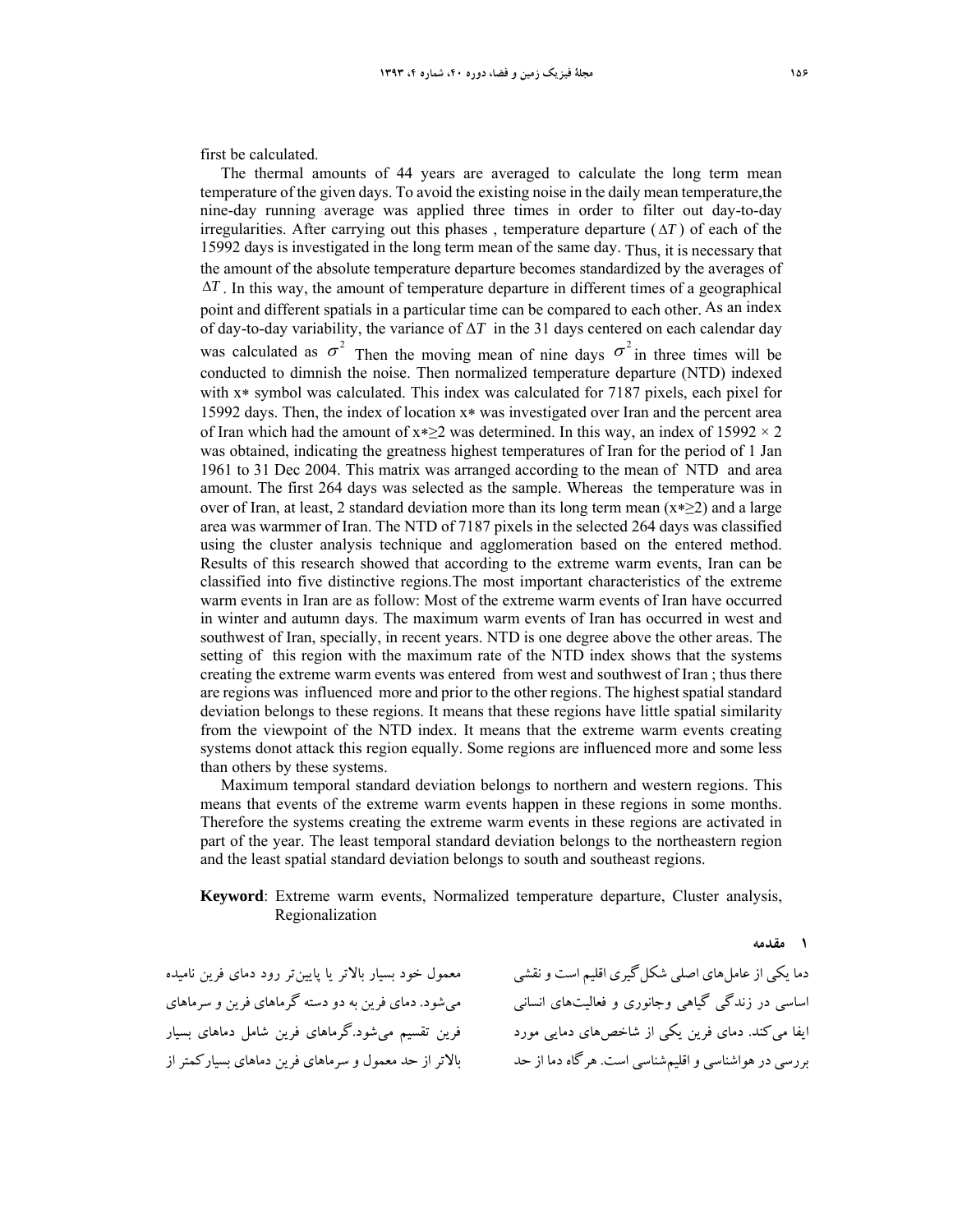first be calculated.

The thermal amounts of 44 years are averaged to calculate the long term mean temperature of the given days. To avoid the existing noise in the daily mean temperature,the nine-day running average was applied three times in order to filter out day-to-day irregularities. After carrying out this phases , temperature departure ($\Delta T$) of each of the 15992 days is investigated in the long term mean of the same day. Thus, it is necessary that the amount of the absolute temperature departure becomes standardized by the averages of $\Delta T$. In this way, the amount of temperature departure in different times of a geographical point and different spatials in a particular time can be compared to each other. As an index of day-to-day variability, the variance of $\Delta T$ in the 31 days centered on each calendar day was calculated as $\sigma^2$ Then the moving mean of nine days $\sigma^2$ in three times will be conducted to dimnish the noise. Then normalized temperature departure (NTD) indexed with x∗ symbol was calculated. This index was calculated for 7187 pixels, each pixel for 15992 days. Then, the index of location x∗ was investigated over Iran and the percent area of Iran which had the amount of $x* \geq 2$ was determined. In this way, an index of $15992 \times 2$ was obtained, indicating the greatness highest temperatures of Iran for the period of 1 Jan 1961 to 31 Dec 2004. This matrix was arranged according to the mean of NTD and area amount. The first 264 days was selected as the sample. Whereas the temperature was in over of Iran, at least, 2 standard deviation more than its long term mean ($x* \geq 2$) and a large area was warmmer of Iran. The NTD of 7187 pixels in the selected 264 days was classified using the cluster analysis technique and agglomeration based on the entered method. Results of this research showed that according to the extreme warm events, Iran can be classified into five distinctive regions.The most important characteristics of the extreme warm events in Iran are as follow: Most of the extreme warm events of Iran have occurred in winter and autumn days. The maximum warm events of Iran has occurred in west and southwest of Iran, specially, in recent years. NTD is one degree above the other areas. The setting of this region with the maximum rate of the NTD index shows that the systems creating the extreme warm events was entered from west and southwest of Iran ; thus there are regions was influenced more and prior to the other regions. The highest spatial standard deviation belongs to these regions. It means that these regions have little spatial similarity from the viewpoint of the NTD index. It means that the extreme warm events creating systems donot attack this region equally. Some regions are influenced more and some less than others by these systems.

Maximum temporal standard deviation belongs to northern and western regions. This means that events of the extreme warm events happen in these regions in some months. Therefore the systems creating the extreme warm events in these regions are activated in part of the year. The least temporal standard deviation belongs to the northeastern region and the least spatial standard deviation belongs to south and southeast regions.

**Keyword**: Extreme warm events, Normalized temperature departure, Cluster analysis, Regionalization

## ۱ مقدمه

دما یکی از عامل‌های اصلی شکل‌گیری اقلیم است و نقشی اساسی در زندگی گیاهی وجانوری و فعالیت‌های انسانی ایفا می‌کند. دمای فرین یکی از شاخص‌های دمایی مورد بررسی در هواشناسی و اقلیم‌شناسی است. هرگاه دما از حد معمول خود بسیار بالاتر یا پایین‌تر رود دمای فرین نامیده می‌شود. دمای فرین به دو دسته گرماهای فرین و سرماهای فرین تقسیم می‌شود.گرماهای فرین شامل دماهای بسیار بالاتر از حد معمول و سرماهای فرین دماهای بسیارکمتر از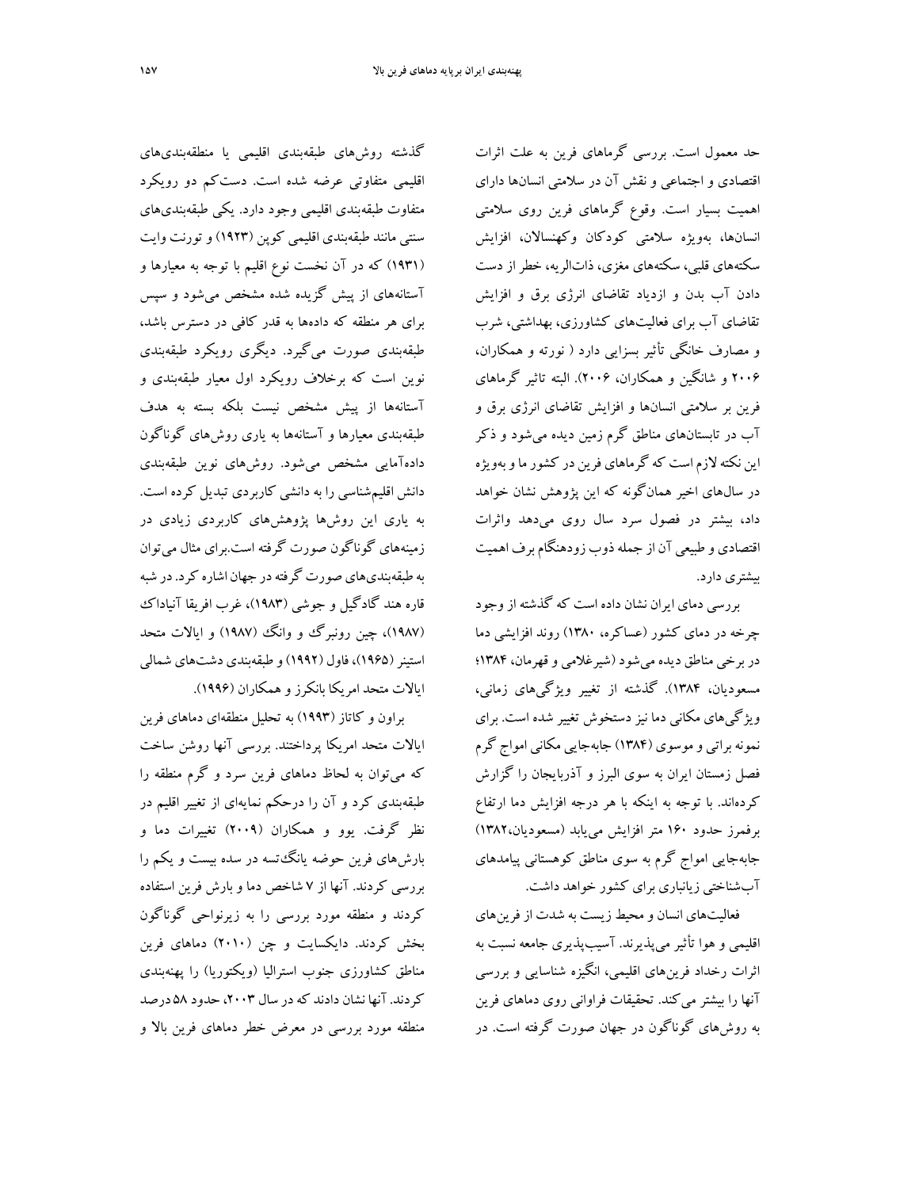حد معمول است. بررسی گرماهای فرین به علت اثرات اقتصادی و اجتماعی و نقش آن در سلامتی انسانها دارای اهمیت بسیار است. وقوع گرماهای فرین روی سلامتی انسانها، بویژه سلامتی کودکان وکهنسالان، افزایش سکته‌های قلبی، سکته‌های مغزی، ذات‌الریه، خطر از دست دادن آب بدن و ازدیاد تقاضای انرژی برق و افزایش تقاضای آب برای فعالیت‌های کشاورزی، بهداشتی، شرب و مصارف خانگی تأثیر بسزایی دارد ( نورته و همکاران، ۲۰۰۶ و شانگین و همکاران، ۲۰۰۶). البته تاثیر گرماهای فرین بر سلامتی انسانها و افزایش تقاضای انرژی برق و آب در تابستانهای مناطق گرم زمین دیده می‌شود و ذکر این نکته لازم است که گرماهای فرین در کشور ما و بهویژه در سال‌های اخیر همان‌گونه که این پژوهش نشان خواهد داد، بیشتر در فصول سرد سال روی می‌دهد واثرات اقتصادی و طبیعی آن از جمله ذوب زودهنگام برف اهمیت بیشتری دارد.

بررسی دمای ایران نشان داده است که گذشته از وجود چرخه در دمای کشور (عساکره، ۱۳۸۰) روند افزایشی دما در برخی مناطق دیده می‌شود (شیرغلامی و قهرمان، ۱۳۸۴؛ مسعودیان، ۱۳۸۴). گذشته از تغییر ویژگی‌های زمانی، ویژگی‌های مکانی دما نیز دستخوش تغییر شده است. برای نمونه براتی و موسوی (۱۳۸۴) جابه‌جایی مکانی امواج گرم فصل زمستان ایران به سوی البرز و آذربایجان را گزارش کرده‌اند. با توجه به اینکه با هر درجه افزایش دما ارتفاع برفمرز حدود ۱۶۰ متر افزایش می‌یابد (مسعودیان،۱۳۸۲) جابه‌جایی امواج گرم به سوی مناطق کوهستانی پیامدهای آب‌شناختی زیانباری برای کشور خواهد داشت.

فعالیت‌های انسان و محیط زیست به شدت از فرین‌های اقلیمی و هوا تأثیر می‌پذیرند. آسیب‌پذیری جامعه نسبت به اثرات رخداد فرین‌های اقلیمی، انگیزه شناسایی و بررسی آنها را بیشتر می‌کند. تحقیقات فراوانی روی دماهای فرین به روش‌های گوناگون در جهان صورت گرفته است. در گذشته روش‌های طبقه‌بندی اقلیمی یا منطقه‌بندی‌های اقلیمی متفاوتی عرضه شده است. دست‌کم دو رویکرد متفاوت طبقه‌بندی اقلیمی وجود دارد. یکی طبقه‌بندی‌های سنتی مانند طبقه‌بندی اقلیمی کوپن (۱۹۲۳) و تورنت وایت (۱۹۳۱) که در آن نخست نوع اقلیم با توجه به معیارها و آستانه‌های از پیش گزیده شده مشخص می‌شود و سپس برای هر منطقه که داده‌ها به قدر کافی در دسترس باشد، طبقه‌بندی صورت می‌گیرد. دیگری رویکرد طبقه‌بندی نوین است که برخلاف رویکرد اول معیار طبقه‌بندی و آستانه‌ها از پیش مشخص نیست بلکه بسته به هدف طبقه‌بندی معیارها و آستانه‌ها به یاری روش‌های گوناگون داده‌آمایی مشخص می‌شود. روش‌های نوین طبقه‌بندی دانش اقلیم‌شناسی را به دانشی کاربردی تبدیل کرده است. به یاری این روش‌ها پژوهش‌های کاربردی زیادی در زمینه‌های گوناگون صورت گرفته است.برای مثال می‌توان به طبقه‌بندی‌های صورت گرفته در جهان اشاره کرد. در شبه قاره هند گادگیل و جوشی (۱۹۸۳)، غرب افریقا آنیاداک (۱۹۸۷)، چین رونبرگ و وانگ (۱۹۸۷) و ایالات متحد استینر (۱۹۶۵)، فاول (۱۹۹۲) و طبقه‌بندی دشت‌های شمالی ایالات متحد امریکا بانکرز و همکاران (۱۹۹۶).

براون و کاتاز (۱۹۹۳) به تحلیل منطقه‌ای دماهای فرین ایالات متحد امریکا پرداختند. بررسی آنها روشن ساخت که می‌توان به لحاظ دماهای فرین سرد و گرم منطقه را طبقه‌بندی کرد و آن را درحکم نمایه‌ای از تغییر اقلیم در نظر گرفت. یوو و همکاران (۲۰۰۹) تغییرات دما و بارش‌های فرین حوضه یانگ‌تسه در سده بیست و یکم را بررسی کردند. آنها از ۷ شاخص دما و بارش فرین استفاده کردند و منطقه مورد بررسی را به زیرنواحی گوناگون بخش کردند. دایکسایت و چن (۲۰۱۰) دماهای فرین مناطق کشاورزی جنوب استرالیا (ویکتوریا) را پهنه‌بندی کردند. آنها نشان دادند که در سال ۲۰۰۳، حدود ۵۸ درصد منطقه مورد بررسی در معرض خطر دماهای فرین بالا و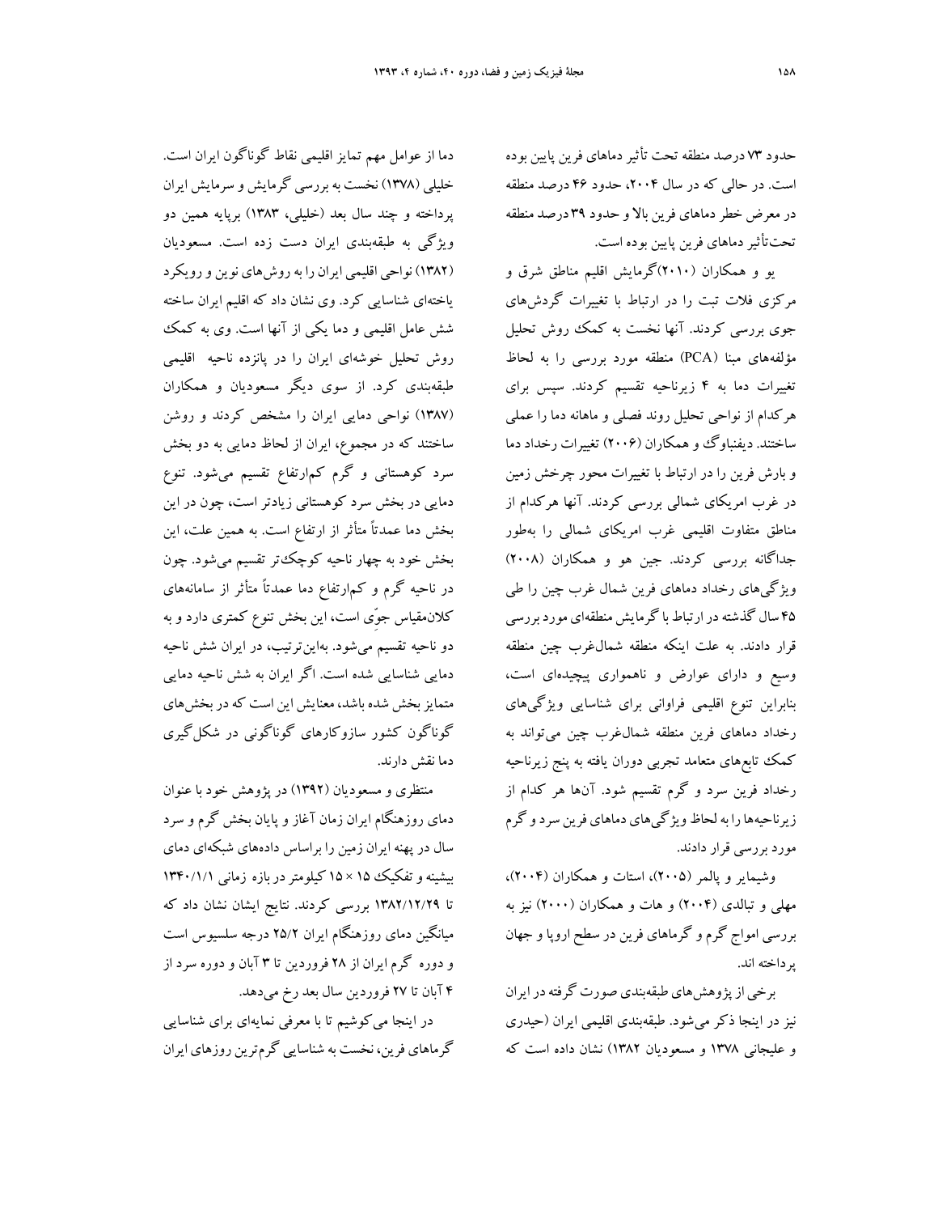حدود ۷۳ درصد منطقه تحت تأثیر دماهای فرین پایین بوده است. در حالی که در سال ۲۰۰۴، حدود ۴۶ درصد منطقه در معرض خطر دماهای فرین بالا و حدود ۳۹ درصد منطقه تحت‌تأثیر دماهای فرین پایین بوده است.

یو و همکاران (۲۰۱۰)گرمایش اقلیم مناطق شرق و مرکزی فلات تبت را در ارتباط با تغییرات گردش‌های جوی بررسی کردند. آنها نخست به کمک روش تحلیل مؤلفه‌های مبنا (PCA) منطقه مورد بررسی را به لحاظ تغییرات دما به ۴ زیرناحیه تقسیم کردند. سپس برای هرکدام از نواحی تحلیل روند فصلی و ماهانه دما را عملی ساختند. دیفنباوگ و همکاران (۲۰۰۶) تغییرات رخداد دما و بارش فرین را در ارتباط با تغییرات محور چرخش زمین در غرب امریکای شمالی بررسی کردند. آنها هرکدام از مناطق متفاوت اقلیمی غرب امریکای شمالی را به‌طور جداگانه بررسی کردند. جین هو و همکاران (۲۰۰۸) ویژگی‌های رخداد دماهای فرین شمال غرب چین را طی ۴۵ سال گذشته در ارتباط با گرمایش منطقه‌ای مورد بررسی قرار دادند. به علت اینکه منطقه شمال‌غرب چین منطقه وسیع و دارای عوارض و ناهمواری پیچیده‌ای است، بنابراین تنوع اقلیمی فراوانی برای شناسایی ویژگی‌های رخداد دماهای فرین منطقه شمال‌غرب چین می‌تواند به کمک تابع‌های متعامد تجربی دوران یافته به پنج زیرناحیه رخداد فرین سرد و گرم تقسیم شود. آن‌ها هر کدام از زیرناحیه‌ها را به لحاظ ویژگی‌های دماهای فرین سرد و گرم مورد بررسی قرار دادند.

وشیمایر و پالمر (۲۰۰۵)، استات و همکاران (۲۰۰۴)، مهلی و تبالدی (۲۰۰۴) و هات و همکاران (۲۰۰۰) نیز به بررسی امواج گرم و گرماهای فرین در سطح اروپا و جهان پرداخته اند.

برخی از پژوهش‌های طبقه‌بندی صورت گرفته در ایران نیز در اینجا ذکر می‌شود. طبقه‌بندی اقلیمی ایران (حیدری و علیجانی ۱۳۷۸ و مسعودیان ۱۳۸۲) نشان داده است که دما از عوامل مهم تمایز اقلیمی نقاط گوناگون ایران است. خلیلی (۱۳۷۸) نخست به بررسی گرمایش و سرمایش ایران پرداخته و چند سال بعد (خلیلی، ۱۳۸۳) برپایه همین دو ویژگی به طبقه‌بندی ایران دست زده است. مسعودیان (۱۳۸۲) نواحی اقلیمی ایران را به روش‌های نوین و رویکرد یاخته‌ای شناسایی کرد. وی نشان داد که اقلیم ایران ساخته شش عامل اقلیمی و دما یکی از آنها است. وی به کمک روش تحلیل خوشه‌ای ایران را در پانزده ناحیه اقلیمی طبقه‌بندی کرد. از سوی دیگر مسعودیان و همکاران (۱۳۸۷) نواحی دمایی ایران را مشخص کردند و روشن ساختند که در مجموع، ایران از لحاظ دمایی به دو بخش سرد کوهستانی و گرم کم‌ارتفاع تقسیم می‌شود. تنوع دمایی در بخش سرد کوهستانی زیادتر است، چون در این بخش دما عمدتاً متأثر از ارتفاع است. به همین علت، این بخش خود به چهار ناحیه کوچک‌تر تقسیم می‌شود. چون در ناحیه گرم و کم‌ارتفاع دما عمدتاً متأثر از سامانه‌های کلان‌مقیاس جوّی است، این بخش تنوع کمتری دارد و به دو ناحیه تقسیم می‌شود. به‌این‌ترتیب، در ایران شش ناحیه دمایی شناسایی شده است. اگر ایران به شش ناحیه دمایی متمایز بخش شده باشد، معنایش این است که در بخش‌های گوناگون کشور سازوکارهای گوناگونی در شکل‌گیری دما نقش دارند.

منتظری و مسعودیان (۱۳۹۲) در پژوهش خود با عنوان دمای روزهنگام ایران زمان آغاز و پایان بخش گرم و سرد سال در پهنه ایران زمین را براساس داده‌های شبکه‌ای دمای بیشینه و تفکیک ۱۵ × ۱۵ کیلومتر در بازه زمانی ۱۳۴۰/۱/۱ تا ۱۳۸۲/۱۲/۲۹ بررسی کردند. نتایج ایشان نشان داد که میانگین دمای روزهنگام ایران ۲۵/۲ درجه سلسیوس است و دوره گرم ایران از ۲۸ فروردین تا ۳ آبان و دوره سرد از ۴ آبان تا ۲۷ فروردین سال بعد رخ می‌دهد.

در اینجا می‌کوشیم تا با معرفی نمایه‌ای برای شناسایی گرماهای فرین، نخست به شناسایی گرم‌ترین روزهای ایران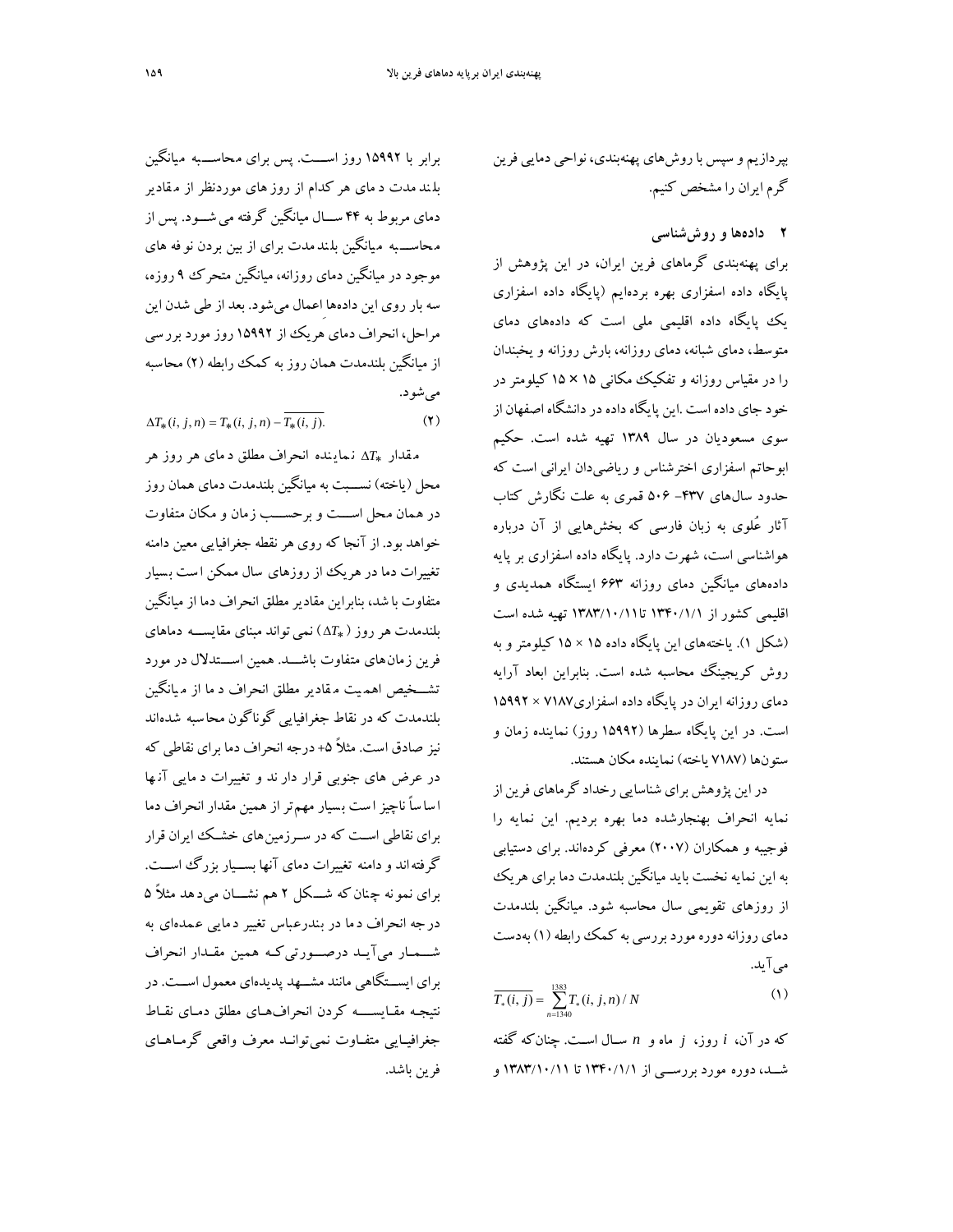بپردازیم و سپس با روش‌های پهنه‌بندی، نواحی دمایی فرین گرم ایران را مشخص کنیم.

## ۲ داده‌ها و روش‌شناسی

برای پهنه‌بندی گرماهای فرین ایران، در این پژوهش از پایگاه داده اسفزاری بهره برده‌ایم (پایگاه داده اسفزاری یک پایگاه داده اقلیمی ملی است که داده‌های دمای متوسط، دمای شبانه، دمای روزانه، بارش روزانه و یخبندان را در مقیاس روزانه و تفکیک مکانی ۱۵ × ۱۵ کیلومتر در خود جای داده است .این پایگاه داده در دانشگاه اصفهان از سوی مسعودیان در سال ۱۳۸۹ تهیه شده است. حکیم ابوحاتم اسفزاری اخترشناس و ریاضی‌دان ایرانی است که حدود سال‌های ۴۳۷- ۵۰۶ قمری به علت نگارش کتاب آثار عُلوی به زبان فارسی که بخش‌هایی از آن درباره هواشناسی است، شهرت دارد. پایگاه داده اسفزاری بر پایه داده‌های میانگین دمای روزانه ۶۶۳ ایستگاه همدیدی و اقلیمی کشور از ۱۳۴۰/۱/۱ تا ۱۳۸۳/۱۰/۱۱ تهیه شده است (شکل ۱). یاخته‌های این پایگاه داده ۱۵ × ۱۵ کیلومتر و به روش کریجینگ محاسبه شده است. بنابراین ابعاد آرایه دمای روزانه ایران در پایگاه داده اسفزاری ۷۱۸۷ × ۱۵۹۹۲ است. در این پایگاه سطرها (۱۵۹۹۲ روز) نماینده زمان و ستون‌ها (۷۱۸۷ یاخته) نماینده مکان هستند.

در این پژوهش برای شناسایی رخداد گرماهای فرین از نمایه انحراف بهنجارشده دما بهره بردیم. این نمایه را فوجیبه و همکاران (۲۰۰۷) معرفی کرده‌اند. برای دستیابی به این نمایه نخست باید میانگین بلندمدت دما برای هریک از روزهای تقویمی سال محاسبه شود. میانگین بلندمدت دمای روزانه دوره مورد بررسی به کمک رابطه (۱) به‌دست می‌آید.

$$\overline{T_*(i,j)} = \sum_{n=1340}^{1383} T_*(i,j,n)/N \tag{1}$$

که در آن، $i$ روز، $j$ ماه و $n$ سال است. چنان‌که گفته شد، دوره مورد بررسی از ۱۳۴۰/۱/۱ تا ۱۳۸۳/۱۰/۱۱ و برابر با ۱۵۹۹۲ روز است. پس برای محاسبه میانگین بلندمدت دمای هر کدام از روزهای موردنظر از مقادیر دمای مربوط به ۴۴ سال میانگین گرفته می‌شود. پس از محاسبه میانگین بلندمدت برای از بین بردن نوفه‌های موجود در میانگین دمای روزانه، میانگین متحرک ۹ روزه، سه بار روی این داده‌ها اعمال می‌شود. بعد از طی شدن این مراحل، انحراف دمای هریک از ۱۵۹۹۲ روز مورد بررسی از میانگین بلندمدت همان روز به کمک رابطه (۲) محاسبه می‌شود.

$$\Delta T_*(i,j,n) = T_*(i,j,n) - \overline{T_*(i,j)}. \tag{2}$$

مقدار $\Delta T_*$ نماینده انحراف مطلق دمای هر روز هر محل (یاخته) نسبت به میانگین بلندمدت دمای همان روز در همان محل است و برحسب زمان و مکان متفاوت خواهد بود. از آنجا که روی هر نقطه جغرافیایی معین دامنه تغییرات دما در هریک از روزهای سال ممکن است بسیار متفاوت باشد، بنابراین مقادیر مطلق انحراف دما از میانگین بلندمدت هر روز ($\Delta T_*$) نمی‌تواند مبنای مقایسه دماهای فرین زمان‌های متفاوت باشد. همین استدلال در مورد تشخیص اهمیت مقادیر مطلق انحراف دما از میانگین بلندمدت که در نقاط جغرافیایی گوناگون محاسبه شده‌اند نیز صادق است. مثلاً ۵+ درجه انحراف دما برای نقاطی که در عرض های جنوبی قرار دارند و تغییرات دمایی آنها اساساً ناچیز است بسیار مهم‌تر از همین مقدار انحراف دما برای نقاطی است که در سرزمین‌های خشک ایران قرار گرفته‌اند و دامنه تغییرات دمای آنها بسیار بزرگ است. برای نمونه چنان‌که شکل ۲ هم نشان می‌دهد مثلاً ۵ درجه انحراف دما در بندرعباس تغییر دمایی عمده‌ای به شمار می‌آید درصورتی‌که همین مقدار انحراف برای ایستگاهی مانند مشهد پدیده‌ای معمول است. در نتیجه مقایسه کردن انحراف‌های مطلق دمای نقاط جغرافیایی متفاوت نمی‌توانند معرف واقعی گرماهای فرین باشد.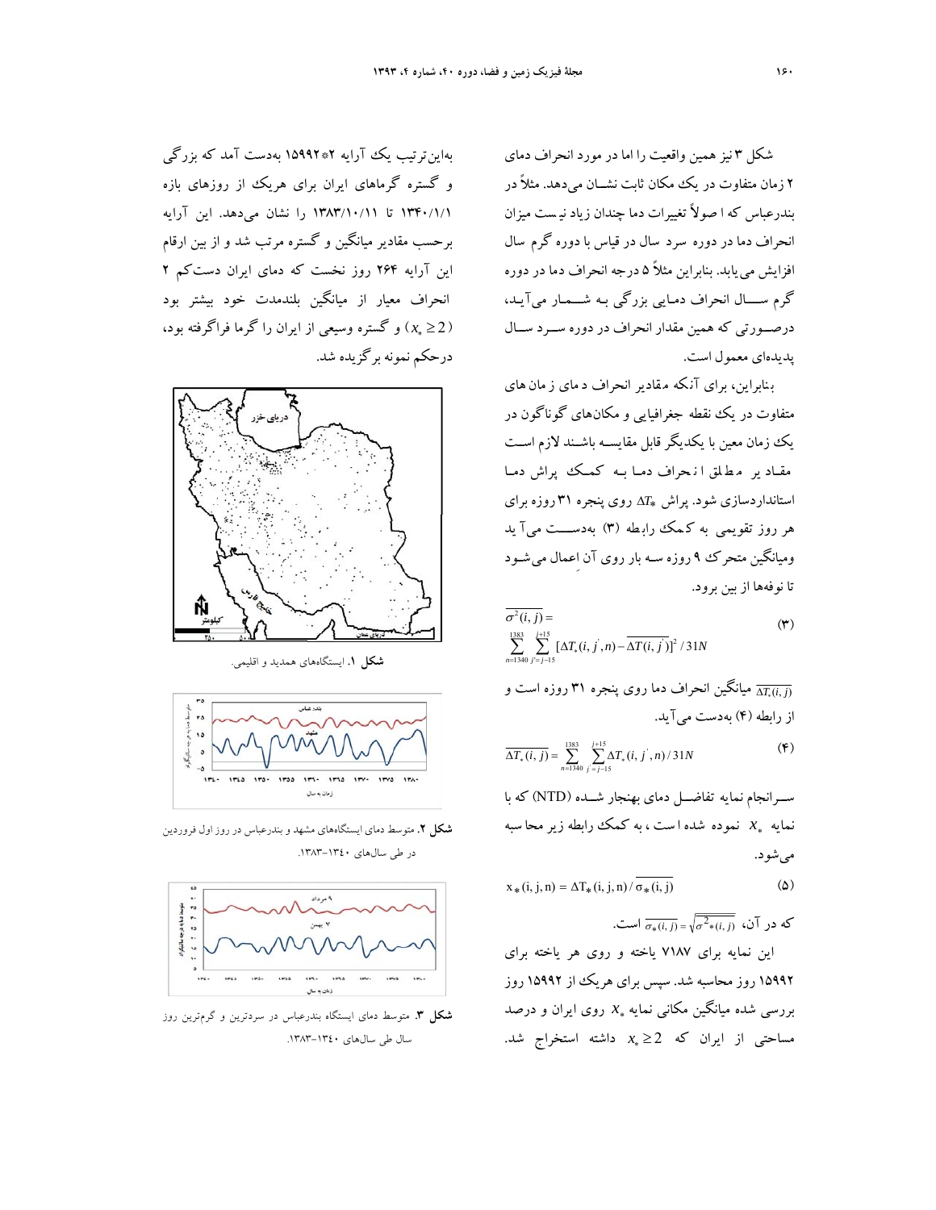شکل ۳ نیز همین واقعیت را اما در مورد انحراف دمای ۲ زمان متفاوت در یک مکان ثابت نشان می‌دهد. مثلاً در بندرعباس که اصولاً تغییرات دما چندان زیاد نیست میزان انحراف دما در دوره سرد سال در قیاس با دوره گرم سال افزایش می‌یابد. بنابراین مثلاً ۵ درجه انحراف دما در دوره گرم سال انحراف دمایی بزرگی به شمار می‌آید، درصورتی که همین مقدار انحراف در دوره سرد سال پدیده‌ای معمول است.

بنابراین، برای آنکه مقادیر انحراف دمای زمان‌های متفاوت در یک نقطه جغرافیایی و مکان‌های گوناگون در یک زمان معین با یکدیگر قابل مقایسه باشند لازم است مقادیر مطلق انحراف دما به کمک پراش دما استانداردسازی شود. پراش $\Delta T_*$ روی پنجره ۳۱ روزه برای هر روز تقویمی به کمک رابطه (۳) به‌دست می‌آید ومیانگین متحرک ۹ روزه سه بار روی آن اعمال می‌شود تا نوفه‌ها از بین برود.

$$\overline{\sigma^2(i,j)} = \sum_{n=1340}^{1383} \sum_{j'=j-15}^{j+15} [\Delta T_*(i,j',n) - \overline{\Delta T(i,j')}]^2 / 31N \qquad (۳)$$

$\overline{\Delta T_*(i,j)}$ میانگین انحراف دما روی پنجره ۳۱ روزه است و از رابطه (۴) به‌دست می‌آید.

$$\overline{\Delta T_*(i,j)} = \sum_{n=1340}^{1383} \sum_{j'=j-15}^{j+15} \Delta T_*(i,j',n) / 31N \qquad (۴)$$

سرانجام نمایه تفاضل دمای بهنجار شده (NTD) که با نمایه $x_*$ نموده شده است، به کمک رابطه زیر محاسبه می‌شود.

$$x_*(i,j,n) = \Delta T_*(i,j,n) / \overline{\sigma_*(i,j)} \qquad (۵)$$

که در آن، $\overline{\sigma_*(i,j)} = \sqrt{\overline{\sigma^2{}_*(i,j)}}$ است.

این نمایه برای ۷۱۸۷ یاخته و روی هر یاخته برای ۱۵۹۹۲ روز محاسبه شد. سپس برای هریک از ۱۵۹۹۲ روز بررسی شده میانگین مکانی نمایه $x_*$ روی ایران و درصد مساحتی از ایران که $x_* \geq 2$ داشته استخراج شد.

به‌این‌ترتیب یک آرایه ۲*۱۵۹۹۲ به‌دست آمد که بزرگی و گستره گرماهای ایران برای هریک از روزهای بازه ۱۳۴۰/۱/۱ تا ۱۳۸۳/۱۰/۱۱ را نشان می‌دهد. این آرایه برحسب مقادیر میانگین و گستره مرتب شد و از بین ارقام این آرایه ۲۶۴ روز نخست که دمای ایران دست‌کم ۲ انحراف معیار از میانگین بلندمدت خود بیشتر بود ($x_* \geq 2$) و گستره وسیعی از ایران را گرما فراگرفته بود، درحکم نمونه برگزیده شد.

**شکل ۱.** ایستگاه‌های همدید و اقلیمی.

**شکل ۲.** متوسط دمای ایستگاه‌های مشهد و بندرعباس در روز اول فروردین در طی سال‌های ۱۳۴۰-۱۳۸۳.

**شکل ۳.** متوسط دمای ایستگاه بندرعباس در سردترین و گرم‌ترین روز سال طی سال‌های ۱۳۴۰-۱۳۸۳.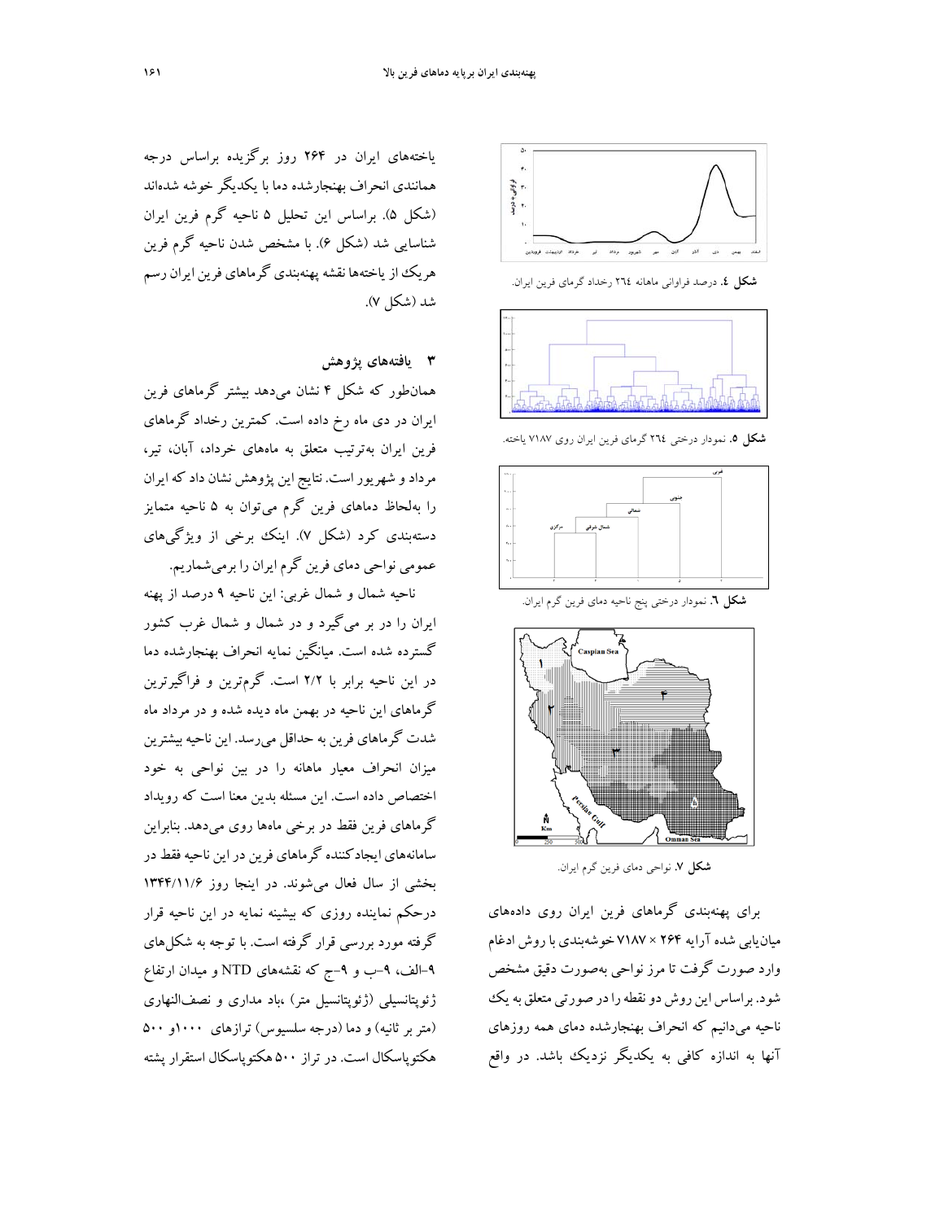یاخته‌های ایران در ۲۶۴ روز برگزیده براساس درجه همانندی انحراف بهنجارشده دما با یکدیگر خوشه شده‌اند (شکل ۵). براساس این تحلیل ۵ ناحیه گرم فرین ایران شناسایی شد (شکل ۶). با مشخص شدن ناحیه گرم فرین هریک از یاخته‌ها نقشه پهنه‌بندی گرماهای فرین ایران رسم شد (شکل ۷).

## ۳ یافته‌های پژوهش

همان‌طور که شکل ۴ نشان می‌دهد بیشتر گرماهای فرین ایران در دی ماه رخ داده است. کمترین رخداد گرماهای فرین ایران به‌ترتیب متعلق به ماه‌های خرداد، آبان، تیر، مرداد و شهریور است. نتایج این پژوهش نشان داد که ایران را به‌لحاظ دماهای فرین گرم می‌توان به ۵ ناحیه متمایز دسته‌بندی کرد (شکل ۷). اینک برخی از ویژگی‌های عمومی نواحی دمای فرین گرم ایران را برمی‌شماریم.

ناحیه شمال و شمال غربی: این ناحیه ۹ درصد از پهنه ایران را در بر می‌گیرد و در شمال و شمال غرب کشور گسترده شده است. میانگین نمایه انحراف بهنجارشده دما در این ناحیه برابر با ۲/۲ است. گرم‌ترین و فراگیرترین گرماهای این ناحیه در بهمن ماه دیده شده و در مرداد ماه شدت گرماهای فرین به حداقل می‌رسد. این ناحیه بیشترین میزان انحراف معیار ماهانه را در بین نواحی به خود اختصاص داده است. این مسئله بدین معنا است که رویداد گرماهای فرین فقط در برخی ماه‌ها روی می‌دهد. بنابراین سامانه‌های ایجادکننده گرماهای فرین در این ناحیه فقط در بخشی از سال فعال می‌شوند. در اینجا روز ۱۳۴۴/۱۱/۶ درحکم نماینده روزی که بیشینه نمایه در این ناحیه قرار گرفته مورد بررسی قرار گرفته است. با توجه به شکل‌های ۹–الف، ۹–ب و ۹–ج که نقشه‌های NTD و میدان ارتفاع ژئوپتانسیلی (ژئوپتانسیل متر) ،باد مداری و نصف‌النهاری (متر بر ثانیه) و دما (درجه سلسیوس) ترازهای ۱۰۰۰و ۵۰۰ هکتوپاسکال است. در تراز ۵۰۰ هکتوپاسکال استقرار پشته

**شکل ٤.** درصد فراوانی ماهانه ٢٦٤ رخداد گرمای فرین ایران.

**شکل ٥.** نمودار درختی ٢٦٤ گرمای فرین ایران روی ٧١٨٧ یاخته.

**شکل ٦.** نمودار درختی پنج ناحیه دمای فرین گرم ایران.

**شکل ٧.** نواحی دمای فرین گرم ایران.

برای پهنه‌بندی گرماهای فرین ایران روی داده‌های میان‌یابی شده آرایه ۲۶۴ × ۷۱۸۷ خوشه‌بندی با روش ادغام وارد صورت گرفت تا مرز نواحی به‌صورت دقیق مشخص شود. براساس این روش دو نقطه را در صورتی متعلق به یک ناحیه می‌دانیم که انحراف بهنجارشده دمای همه روزهای آنها به اندازه کافی به یکدیگر نزدیک باشد. در واقع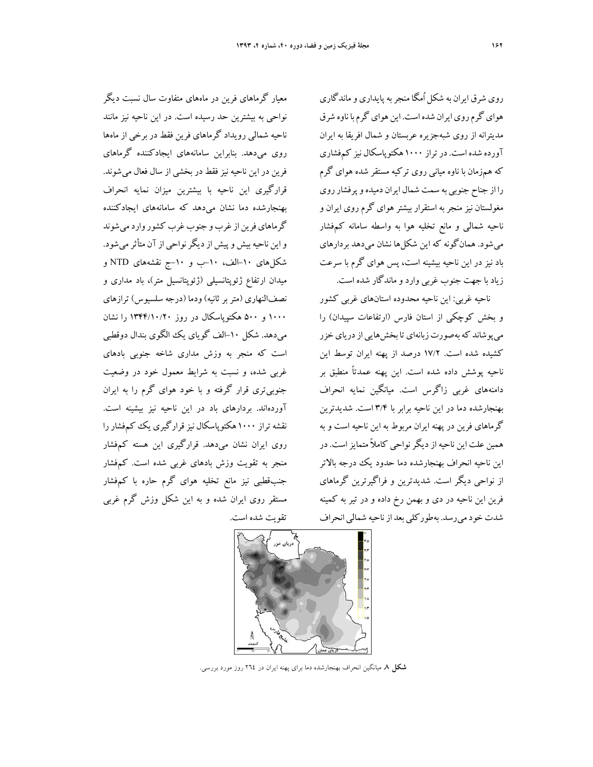روی شرق ایران به شکل اُمگا منجر به پایداری و ماندگاری هوای گرم روی ایران شده است. این هوای گرم با ناوه شرق مدیترانه از روی شبه‌جزیره عربستان و شمال افریقا به ایران آورده شده است. در تراز ۱۰۰۰ هکتوپاسکال نیز کم‌فشاری که هم‌زمان با ناوه میانی روی ترکیه مستقر شده هوای گرم را از جناح جنوبی به سمت شمال ایران دمیده و پرفشار روی مغولستان نیز منجر به استقرار بیشتر هوای گرم روی ایران و ناحیه شمالی و مانع تخلیه هوا به واسطه سامانه کم‌فشار می‌شود. همان‌گونه که این شکل‌ها نشان می‌دهد بردارهای باد نیز در این ناحیه بیشینه است، پس هوای گرم با سرعت زیاد با جهت جنوب غربی وارد و ماندگار شده است.

ناحیه غربی: این ناحیه محدوده استان‌های غربی کشور و بخش کوچکی از استان فارس (ارتفاعات سپیدان) را می‌پوشاند که به‌صورت زبانه‌ای تا بخش‌هایی از دریای خزر کشیده شده است. ۱۷/۲ درصد از پهنه ایران توسط این ناحیه پوشش داده شده است. این پهنه عمدتاً منطبق بر دامنه‌های غربی زاگرس است. میانگین نمایه انحراف بهنجارشده دما در این ناحیه برابر با ۳/۴ است. شدیدترین گرماهای فرین در پهنه ایران مربوط به این ناحیه است و به همین علت این ناحیه از دیگر نواحی کاملاً متمایز است. در این ناحیه انحراف بهنجارشده دما حدود یک درجه بالاتر از نواحی دیگر است. شدیدترین و فراگیرترین گرماهای فرین این ناحیه در دی و بهمن رخ داده و در تیر به کمینه شدت خود می‌رسد. به‌طورکلی بعد از ناحیه شمالی انحراف معیار گرماهای فرین در ماه‌های متفاوت سال نسبت دیگر نواحی به بیشترین حد رسیده است. در این ناحیه نیز مانند ناحیه شمالی رویداد گرماهای فرین فقط در برخی از ماه‌ها روی می‌دهد. بنابراین سامانه‌های ایجادکننده گرماهای فرین در این ناحیه نیز فقط در بخشی از سال فعال می‌شوند. قرارگیری این ناحیه با بیشترین میزان نمایه انحراف بهنجارشده دما نشان می‌دهد که سامانه‌های ایجادکننده گرماهای فرین از غرب و جنوب غرب کشور وارد می‌شوند و این ناحیه بیش و پیش از دیگر نواحی از آن متأثر می‌شود. شکل‌های ۱۰-الف، ۱۰-ب و ۱۰-ج نقشه‌های NTD و میدان ارتفاع ژئوپتانسیلی (ژئوپتانسیل متر)، باد مداری و نصف‌النهاری (متر بر ثانیه) ودما (درجه سلسیوس) ترازهای ۱۰۰۰ و ۵۰۰ هکتوپاسکال در روز ۱۳۴۴/۱۰/۲۰ را نشان می‌دهد. شکل ۱۰-الف گویای یک الگوی بندال دوقطبی است که منجر به وزش مداری شاخه جنوبی بادهای غربی شده، و نسبت به شرایط معمول خود در وضعیت جنوبی‌تری قرار گرفته و با خود هوای گرم را به ایران آورده‌اند. بردارهای باد در این ناحیه نیز بیشینه است. نقشه تراز ۱۰۰۰ هکتوپاسکال نیز قرارگیری یک کم‌فشار را روی ایران نشان می‌دهد. قرارگیری این هسته کم‌فشار منجر به تقویت وزش بادهای غربی شده است. کم‌فشار جنب‌قطبی نیز مانع تخلیه هوای گرم حاره با کم‌فشار مستقر روی ایران شده و به این شکل وزش گرم غربی تقویت شده است.

**شکل ۸.** میانگین انحراف بهنجارشده دما برای پهنه ایران در ٢٦٤ روز مورد بررسی.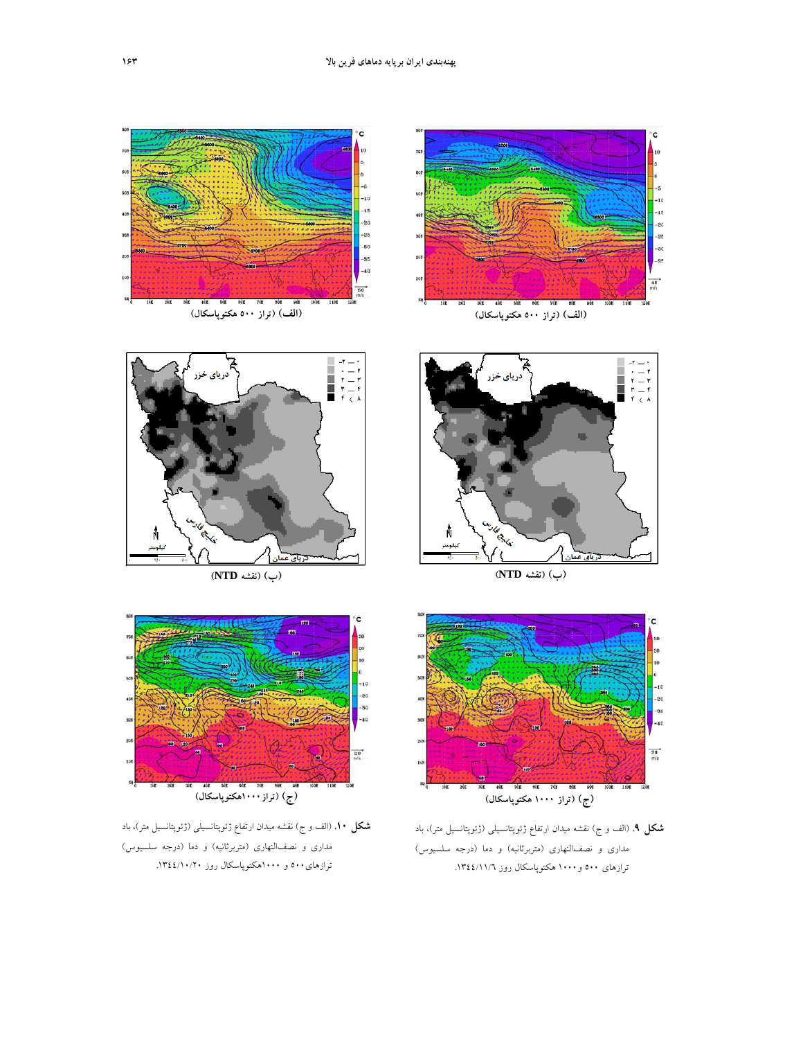(الف) (تراز ۵۰۰ هکتوپاسکال)

(ب) (نقشه NTD)

(ج) (تراز ۱۰۰۰ هکتوپاسکال)

**شکل ۹.** (الف و ج) نقشه میدان ارتفاع ژئوپتانسیلی (ژئوپتانسیل متر)، باد مداری و نصف‌النهاری (مترثانیه) و دما (درجه سلسیوس) ترازهای ۵۰۰ و ۱۰۰۰ هکتوپاسکال روز ۱۳۴۴/۱۱/۶.

(الف) (تراز ۵۰۰ هکتوپاسکال)

(ب) (نقشه NTD)

(ج) (تراز ۱۰۰۰هکتوپاسکال)

**شکل ۱۰.** (الف و ج) نقشه میدان ارتفاع ژئوپتانسیلی (ژئوپتانسیل متر)، باد مداری و نصف‌النهاری (مترثانیه) و دما (درجه سلسیوس) ترازهای ۵۰۰ و ۱۰۰۰هکتوپاسکال روز ۱۳۴۴/۱۰/۲۰.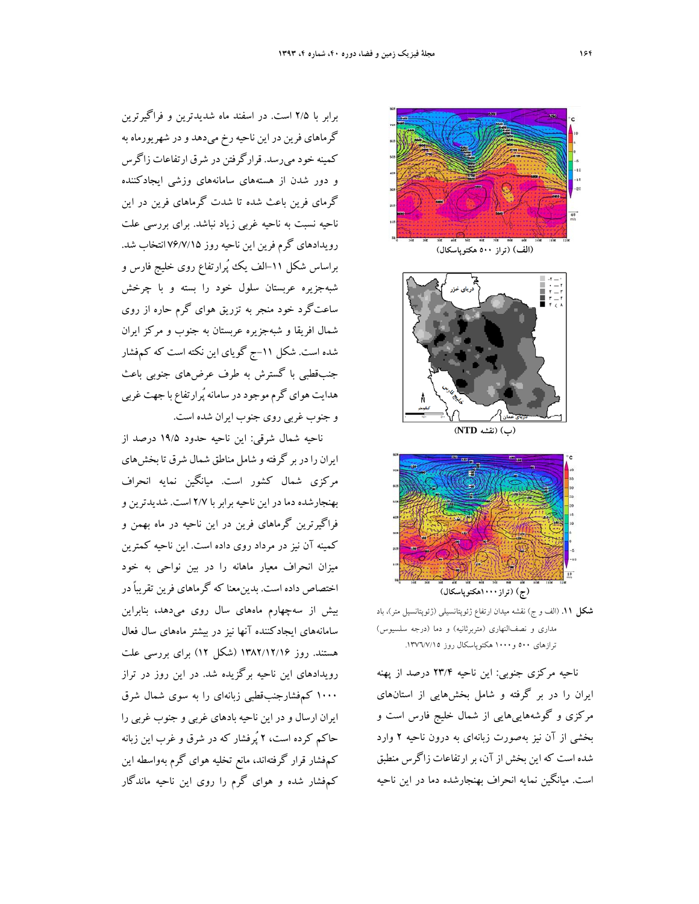برابر با ۲/۵ است. در اسفند ماه شدیدترین و فراگیرترین گرماهای فرین در این ناحیه رخ می‌دهد و در شهریورماه به کمینه خود می‌رسد. قرارگرفتن در شرق ارتفاعات زاگرس و دور شدن از هسته‌های سامانه‌های وزشی ایجادکننده گرمای فرین باعث شده تا شدت گرماهای فرین در این ناحیه نسبت به ناحیه غربی زیاد نباشد. برای بررسی علت رویدادهای گرم فرین این ناحیه روز ۷۶/۷/۱۵ انتخاب شد. براساس شکل ۱۱-الف یک پُرارتفاع روی خلیج فارس و شبه‌جزیره عربستان سلول خود را بسته و با چرخش ساعت‌گرد خود منجر به تزریق هوای گرم حاره از روی شمال افریقا و شبه‌جزیره عربستان به جنوب و مرکز ایران شده است. شکل ۱۱-ج گویای این نکته است که کم‌فشار جنب‌قطبی با گسترش به طرف عرض‌های جنوبی باعث هدایت هوای گرم موجود در سامانه پُرارتفاع با جهت غربی و جنوب غربی روی غرب جنوب ایران شده است.

ناحیه شمال شرقی: این ناحیه حدود ۱۹/۵ درصد از ایران را در بر گرفته و شامل مناطق شمال شرق تا بخش‌های مرکزی شمال کشور است. میانگین نمایه انحراف بهنجارشده دما در این ناحیه برابر با ۲/۷ است. شدیدترین و فراگیرترین گرماهای فرین در این ناحیه در ماه بهمن و کمینه آن نیز در مرداد روی داده است. این ناحیه کمترین میزان انحراف معیار ماهانه را در بین نواحی به خود اختصاص داده است. بدین‌معنا که گرماهای فرین تقریباً در بیش از سه‌چهارم ماه‌های سال روی می‌دهد، بنابراین سامانه‌های ایجادکننده آنها نیز در بیشتر ماه‌های سال فعال هستند. روز ۱۳۸۲/۱۲/۱۶ (شکل ۱۲) برای بررسی علت رویدادهای این ناحیه برگزیده شد. در این روز در تراز ۱۰۰۰ کم‌فشارجنب‌قطبی زبانه‌ای را به سوی شمال شرق ایران ارسال و در این ناحیه بادهای غربی و جنوب غربی را حاکم کرده است، ۲ پُرفشار که در شرق و غرب این زبانه کم‌فشار قرار گرفته‌اند، مانع تخلیه هوای گرم به‌واسطه این کم‌فشار شده و هوای گرم را روی این ناحیه ماندگار

(الف) (تراز ۵۰۰ هکتوپاسکال)

(ب) (نقشه NTD)

(ج) (تراز ۱۰۰۰هکتوپاسکال)

**شکل ۱۱.** (الف و ج) نقشه میدان ارتفاع ژئوپتانسیلی (ژئوپتانسیل متر)، باد مداری و نصف‌النهاری (متربرثانیه) و دما (درجه سلسیوس) ترازهای ۵۰۰ و ۱۰۰۰ هکتوپاسکال روز ۱۳۷۶/۷/۱۵.

ناحیه مرکزی جنوبی: این ناحیه ۲۳/۴ درصد از پهنه ایران را در بر گرفته و شامل بخش‌هایی از استان‌های مرکزی و گوشه‌هایی‌هایی از شمال خلیج فارس است و بخشی از آن نیز به‌صورت زبانه‌ای به درون ناحیه ۲ وارد شده است که این بخش از آن، بر ارتفاعات زاگرس منطبق است. میانگین نمایه انحراف بهنجارشده دما در این ناحیه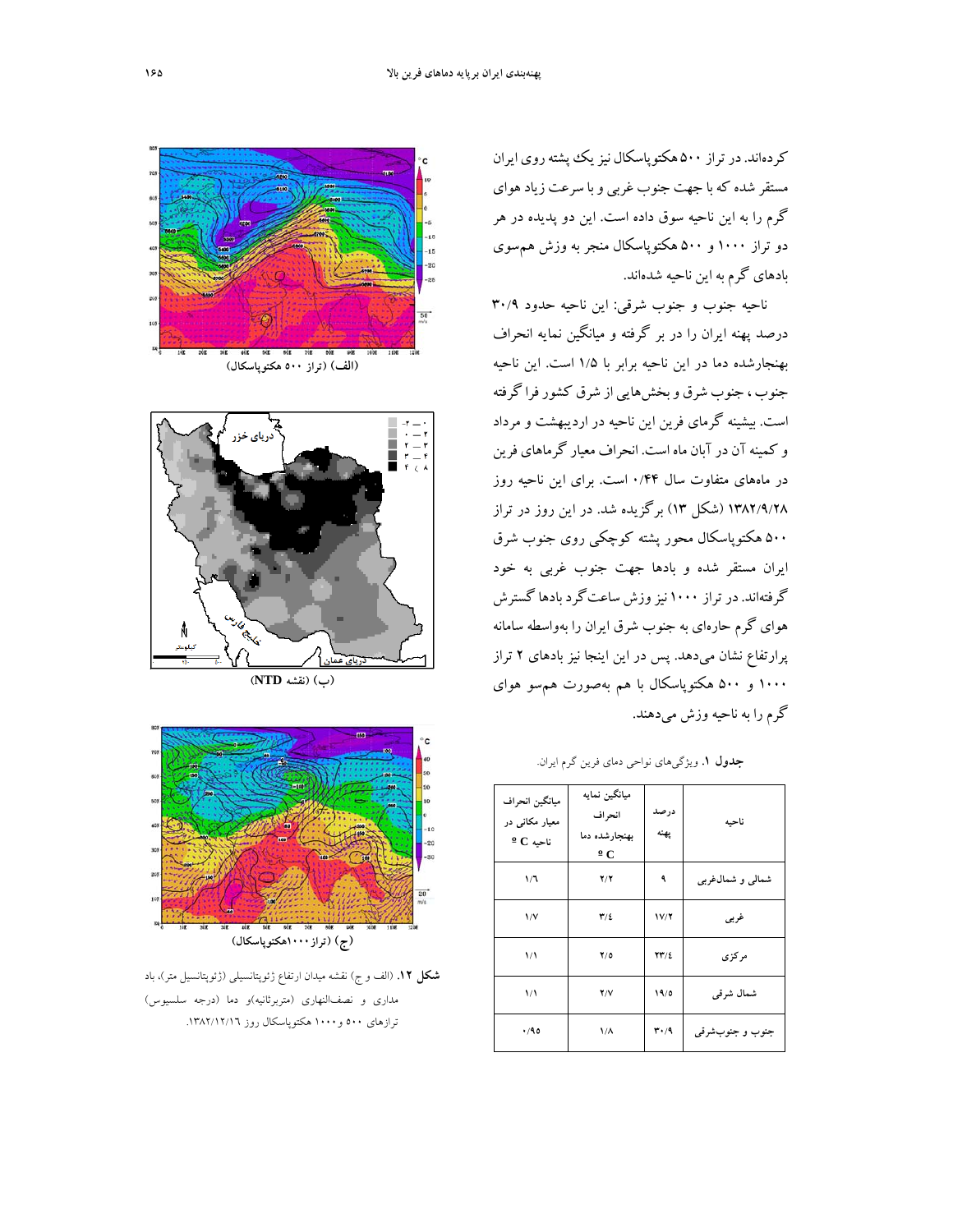کرده‌اند. در تراز ۵۰۰ هکتوپاسکال نیز یک پشته روی ایران مستقر شده که با جهت جنوب غربی و با سرعت زیاد هوای گرم را به این ناحیه سوق داده است. این دو پدیده در هر دو تراز ۱۰۰۰ و ۵۰۰ هکتوپاسکال منجر به وزش هم‌سوی بادهای گرم به این ناحیه شده‌اند.

ناحیه جنوب و جنوب شرقی: این ناحیه حدود ۳۰/۹ درصد پهنه ایران را در بر گرفته و میانگین نمایه انحراف بهنجارشده دما در این ناحیه برابر با ۱/۵ است. این ناحیه جنوب، جنوب شرق و بخش‌هایی از شرق کشور فرا گرفته است. بیشینه گرمای فرین این ناحیه در اردیبهشت و مرداد و کمینه آن در آبان ماه است. انحراف معیار گرماهای فرین در ماه‌های متفاوت سال ۰/۴۴ است. برای این ناحیه روز ۱۳۸۲/۹/۲۸ (شکل ۱۳) برگزیده شد. در این روز در تراز ۵۰۰ هکتوپاسکال محور پشته کوچکی روی جنوب شرق ایران مستقر شده و بادها جهت جنوب غربی به خود گرفته‌اند. در تراز ۱۰۰۰ نیز وزش ساعت‌گرد بادها گسترش هوای گرم حاره‌ای به جنوب شرق ایران را به‌واسطه سامانه پرارتفاع نشان می‌دهد. پس در این اینجا نیز بادهای ۲ تراز ۱۰۰۰ و ۵۰۰ هکتوپاسکال با هم به‌صورت هم‌سو هوای گرم را به ناحیه وزش می‌دهند.

**جدول ۱.** ویژگی‌های نواحی دمای فرین گرم ایران.

| ناحیه | درصد پهنه | میانگین نمایه انحراف بهنجارشده دما ºC | میانگین انحراف معیار مکانی در ناحیه ºC |
| --- | --- | --- | --- |
| شمالی و شمال‌غربی | ۹ | ۲/۲ | ۱/۶ |
| غربی | ۱۷/۲ | ۳/٤ | ۱/۷ |
| مرکزی | ۲۳/٤ | ۲/۵ | ۱/۱ |
| شمال شرقی | ۱۹/۵ | ۲/۷ | ۱/۱ |
| جنوب و جنوب‌شرقی | ۳۰/۹ | ۱/۸ | ۰/۹۵ |

(الف) (تراز ۵۰۰ هکتوپاسکال)

(ب) (نقشه NTD)

(ج) (تراز ۱۰۰۰هکتوپاسکال)

**شکل ۱۲.** (الف و ج) نقشه میدان ارتفاع ژئوپتانسیلی (ژئوپتانسیل متر)، باد مداری و نصف‌النهاری (متربرثانیه)و دما (درجه سلسیوس) ترازهای ۵۰۰ و۱۰۰۰ هکتوپاسکال روز ۱۳۸۲/۱۲/۱٦.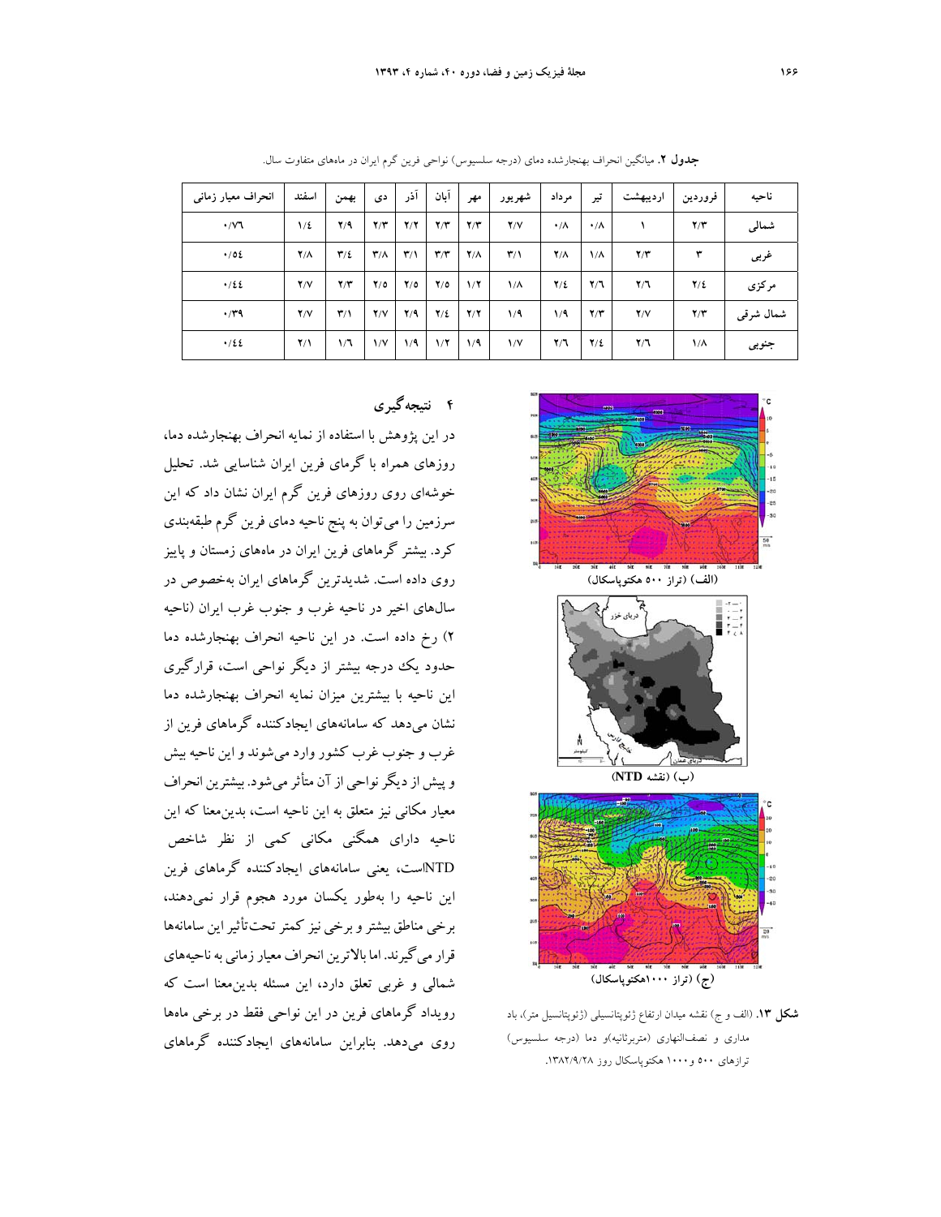**جدول ۲.** میانگین انحراف بهنجارشده دمای (درجه سلسیوس) نواحی فرین گرم ایران در ماه‌های متفاوت سال.

| ناحیه | فروردین | اردیبهشت | تیر | مرداد | شهریور | مهر | آبان | آذر | دی | بهمن | اسفند | انحراف معیار زمانی |
|---|---|---|---|---|---|---|---|---|---|---|---|---|
| شمالی | ۲/۳ | ۱ | ۰/۸ | ۰/۸ | ۲/۷ | ۲/۳ | ۲/۳ | ۲/۲ | ۲/۳ | ۲/۹ | ۱/٤ | ۰/۷٦ |
| غربی | ۳ | ۲/۳ | ۱/۸ | ۲/۸ | ۳/۱ | ۲/۸ | ۳/۳ | ۳/۱ | ۳/۸ | ۳/٤ | ۲/۸ | ۰/٥٤ |
| مرکزی | ۲/٤ | ۲/٦ | ۲/٦ | ۲/٤ | ۱/۸ | ۱/۲ | ۲/٥ | ۲/٥ | ۲/٥ | ۲/۳ | ۲/۷ | ۰/٤٤ |
| شمال شرقی | ۲/۳ | ۲/۷ | ۲/۳ | ۱/۹ | ۱/۹ | ۲/۲ | ۲/٤ | ۲/۹ | ۲/۷ | ۳/۱ | ۲/۷ | ۰/۳۹ |
| جنوبی | ۱/۸ | ۲/٦ | ۲/٤ | ۲/٦ | ۱/۷ | ۱/۹ | ۱/۲ | ۱/۹ | ۱/۷ | ۱/٦ | ۲/۱ | ۰/٤٤ |

## ۴ نتیجه‌گیری

در این پژوهش با استفاده از نمایه انحراف بهنجارشده دما، روزهای همراه با گرمای فرین ایران شناسایی شد. تحلیل خوشه‌ای روی روزهای فرین گرم ایران نشان داد که این سرزمین را می‌توان به پنج ناحیه دمای فرین گرم طبقه‌بندی کرد. بیشتر گرماهای فرین ایران در ماه‌های زمستان و پاییز روی داده است. شدیدترین گرماهای ایران به‌خصوص در سال‌های اخیر در ناحیه غرب و جنوب غرب ایران (ناحیه ۲) رخ داده است. در این ناحیه انحراف بهنجارشده دما حدود یک درجه بیشتر از دیگر نواحی است، قرارگیری این ناحیه با بیشترین میزان نمایه انحراف بهنجارشده دما نشان می‌دهد که سامانه‌های ایجادکننده گرماهای فرین از غرب و جنوب غرب کشور وارد می‌شوند و این ناحیه بیش و پیش از دیگر نواحی از آن متأثر می‌شود. بیشترین انحراف معیار مکانی نیز متعلق به این ناحیه است، بدین‌معنا که این ناحیه دارای همگنی مکانی کمی از نظر شاخص NTDاست، یعنی سامانه‌های ایجادکننده گرماهای فرین این ناحیه را به‌طور یکسان مورد هجوم قرار نمی‌دهند، برخی مناطق بیشتر و برخی نیز کمتر تحت‌تأثیر این سامانه‌ها قرار می‌گیرند. اما بالاترین انحراف معیار زمانی به ناحیه‌های شمالی و غربی تعلق دارد، این مسئله بدین‌معنا است که رویداد گرماهای فرین در این نواحی فقط در برخی ماه‌ها روی می‌دهد. بنابراین سامانه‌های ایجادکننده گرماهای

(الف) (تراز ۵۰۰ هکتوپاسکال)

(ب) (نقشه NTD)

(ج) (تراز ۱۰۰۰هکتوپاسکال)

**شکل ۱۳.** (الف و ج) نقشه میدان ارتفاع ژئوپتانسیلی (ژئوپتانسیل متر)، باد مداری و نصف‌النهاری (مترثانیه)و دما (درجه سلسیوس) ترازهای ۵۰۰ و ۱۰۰۰ هکتوپاسکال روز ۱۳۸۲/۹/۲۸.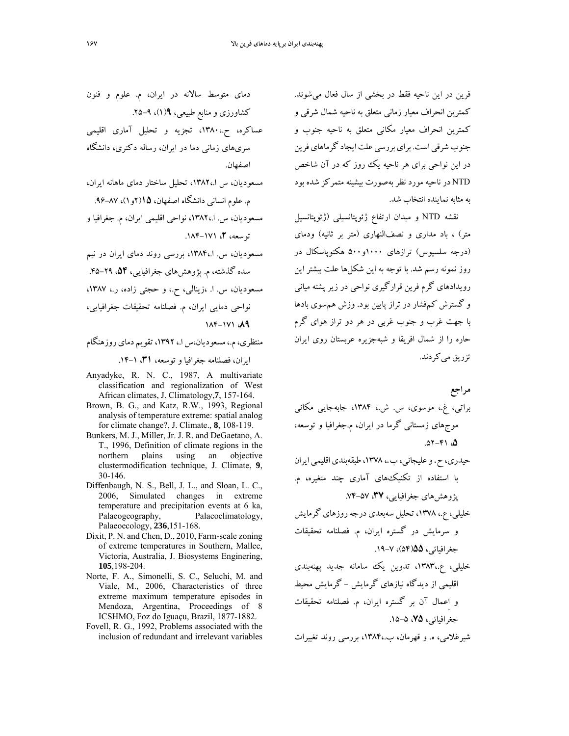فرین در این ناحیه فقط در بخشی از سال فعال می‌شوند. کمترین انحراف معیار زمانی متعلق به ناحیه شمال شرقی و کمترین انحراف معیار مکانی متعلق به ناحیه جنوب و جنوب شرقی است. برای بررسی علت ایجاد گرماهای فرین در این نواحی برای هر ناحیه یک روز که در آن شاخص NTD در ناحیه مورد نظر به‌صورت بیشینه متمرکز شده بود به مثابه نماینده انتخاب شد.

نقشه NTD و میدان ارتفاع ژئوپتانسیلی (ژئوپتانسیل متر) ، باد مداری و نصف‌النهاری (متر بر ثانیه) ودمای (درجه سلسیوس) ترازهای ۱۰۰۰و۵۰۰ هکتوپاسکال در روز نمونه رسم شد. با توجه به این شکل‌ها علت بیشتر این رویدادهای گرم فرین قرارگیری نواحی در زیر پشته میانی و گسترش کم‌فشار در تراز پایین بود. وزش هم‌سوی بادها با جهت غرب و جنوب غربی در هر دو تراز هوای گرم حاره را از شمال افریقا و شبه‌جزیره عربستان روی ایران تزریق می‌کردند.

## مراجع

براتی، غ.، موسوی، س. ش.، ۱۳۸۴، جابه‌جایی مکانی موج‌های زمستانی گرما در ایران، م.جغرافیا و توسعه، **۵**، ۴۱-۵۲.

حیدری، ح. و علیجانی، ب.، ۱۳۷۸، طبقه‌بندی اقلیمی ایران با استفاده از تکنیک‌های آماری چند متغیره، م. پژوهش‌های جغرافیایی، **۳۷**، ۵۷-۷۴.

خلیلی، ع.، ۱۳۷۸، تحلیل سه‌بعدی درجه روزهای گرمایش و سرمایش در گستره ایران، م. فصلنامه تحقیقات جغرافیائی، **۵۵**(۵۴)، ۷-۱۹.

خلیلی، ع.،۱۳۸۳، تدوین یک سامانه جدید پهنه‌بندی اقلیمی از دیدگاه نیازهای گرمایش - گرمایش محیط و اعمال آن بر گستره ایران، م. فصلنامه تحقیقات جغرافیائی، **۷۵**، ۵-۱۵.

شیرغلامی، ه. و قهرمان، ب.،۱۳۸۴، بررسی روند تغییرات دمای متوسط سالانه در ایران، م. علوم و فنون کشاورزی و منابع طبیعی، **۹**(۱)، ۹-۲۵.

عساکره، ح.،۱۳۸۰، تجزیه و تحلیل آماری اقلیمی سری‌های زمانی دما در ایران، رساله دکتری، دانشگاه اصفهان.

مسعودیان، س ا.،۱۳۸۲، تحلیل ساختار دمای ماهانه ایران، م. علوم انسانی دانشگاه اصفهان، **۱۵**(۲و۱)، ۸۷-۹۶.

مسعودیان، س. ا.،۱۳۸۲، نواحی اقلیمی ایران، م. جغرافیا و توسعه، **۲**، ۱۷۱-۱۸۴.

مسعودیان، س. ا.،۱۳۸۴، بررسی روند دمای ایران در نیم سده گذشته، م. پژوهش‌های جغرافیایی، **۵۴**، ۲۹-۴۵.

مسعودیان، س. ا. ،زینالی، ح.، و حجتی زاده، ر.، ۱۳۸۷، نواحی دمایی ایران، م. فصلنامه تحقیقات جغرافیایی، **۸۹**، ۱۷۱-۱۸۴

منتظری، م.، مسعودیان،س ا.، ۱۳۹۲، تقویم دمای روزهنگام ایران، فصلنامه جغرافیا و توسعه، **۳۱**، ۱-۱۴.

Anyadyke, R. N. C., 1987, A multivariate classification and regionalization of West African climates, J. Climatology,**7**, 157-164.

Brown, B. G., and Katz, R.W., 1993, Regional analysis of temperature extreme: spatial analog for climate change?, J. Climate., **8**, 108-119.

Bunkers, M. J., Miller, Jr. J. R. and DeGaetano, A. T., 1996, Definition of climate regions in the northern plains using an objective clustermodification technique, J. Climate, **9**, 30-146.

Diffenbaugh, N. S., Bell, J. L., and Sloan, L. C., 2006, Simulated changes in extreme temperature and precipitation events at 6 ka, Palaeogeography, Palaeoclimatology, Palaeoecology, **236**,151-168.

Dixit, P. N. and Chen, D., 2010, Farm-scale zoning of extreme temperatures in Southern, Mallee, Victoria, Australia, J. Biosystems Enginering, **105**,198-204.

Norte, F. A., Simonelli, S. C., Seluchi, M. and Viale, M., 2006, Characteristics of three extreme maximum temperature episodes in Mendoza, Argentina, Proceedings of 8 ICSHMO, Foz do Iguaçu, Brazil, 1877-1882.

Fovell, R. G., 1992, Problems associated with the inclusion of redundant and irrelevant variables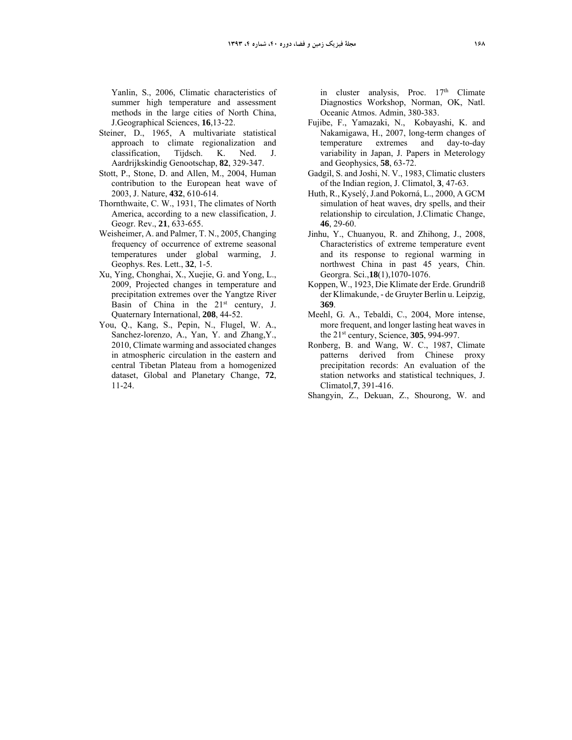Yanlin, S., 2006, Climatic characteristics of summer high temperature and assessment methods in the large cities of North China, J.Geographical Sciences, **16**,13-22.

Steiner, D., 1965, A multivariate statistical approach to climate regionalization and classification, Tijdsch. K. Ned. J. Aardrijkskindig Genootschap, **82**, 329-347.

Stott, P., Stone, D. and Allen, M., 2004, Human contribution to the European heat wave of 2003, J. Nature, **432**, 610-614.

Thornthwaite, C. W., 1931, The climates of North America, according to a new classification, J. Geogr. Rev., **21**, 633-655.

Weisheimer, A. and Palmer, T. N., 2005, Changing frequency of occurrence of extreme seasonal temperatures under global warming, J. Geophys. Res. Lett., **32**, 1-5.

Xu, Ying, Chonghai, X., Xuejie, G. and Yong, L., 2009, Projected changes in temperature and precipitation extremes over the Yangtze River Basin of China in the 21st century, J. Quaternary International, **208**, 44-52.

You, Q., Kang, S., Pepin, N., Flugel, W. A., Sanchez-lorenzo, A., Yan, Y. and Zhang,Y., 2010, Climate warming and associated changes in atmospheric circulation in the eastern and central Tibetan Plateau from a homogenized dataset, Global and Planetary Change, **72**, 11-24.

in cluster analysis, Proc. 17th Climate Diagnostics Workshop, Norman, OK, Natl. Oceanic Atmos. Admin, 380-383.

Fujibe, F., Yamazaki, N., Kobayashi, K. and Nakamigawa, H., 2007, long-term changes of temperature extremes and day-to-day variability in Japan, J. Papers in Meterology and Geophysics, **58**, 63-72.

Gadgil, S. and Joshi, N. V., 1983, Climatic clusters of the Indian region, J. Climatol, **3**, 47-63.

Huth, R., Kyselý, J.and Pokorná, L., 2000, A GCM simulation of heat waves, dry spells, and their relationship to circulation, J.Climatic Change, **46**, 29-60.

Jinhu, Y., Chuanyou, R. and Zhihong, J., 2008, Characteristics of extreme temperature event and its response to regional warming in northwest China in past 45 years, Chin. Georgra. Sci.,**18**(1),1070-1076.

Koppen, W., 1923, Die Klimate der Erde. Grundriß der Klimakunde, - de Gruyter Berlin u. Leipzig, **369**.

Meehl, G. A., Tebaldi, C., 2004, More intense, more frequent, and longer lasting heat waves in the 21st century, Science, **305**, 994-997.

Ronberg, B. and Wang, W. C., 1987, Climate patterns derived from Chinese proxy precipitation records: An evaluation of the station networks and statistical techniques, J. Climatol,**7**, 391-416.

Shangyin, Z., Dekuan, Z., Shourong, W. and